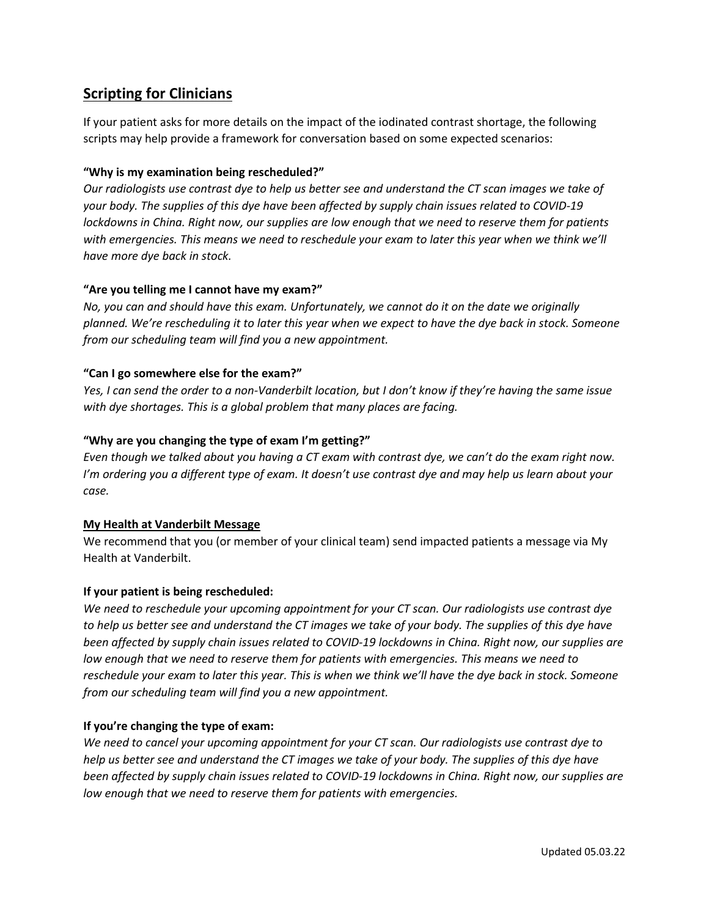## Scripting for Clinicians

If your patient asks for more details on the impact of the iodinated contrast shortage, the following scripts may help provide a framework for conversation based on some expected scenarios:

**"Why is my examination being rescheduled?"**

*Our radiologists use contrast dye to help us better see and understand the CT scan images we take of your body. The supplies of this dye have been affected by supply chain issues related to COVID-19 lockdowns in China. Right now, our supplies are low enough that we need to reserve them for patients with emergencies. This means we need to reschedule your exam to later this year when we think we'll have more dye back in stock.*

**"Are you telling me I cannot have my exam?"**

*No, you can and should have this exam. Unfortunately, we cannot do it on the date we originally planned. We're rescheduling it to later this year when we expect to have the dye back in stock. Someone from our scheduling team will find you a new appointment.*

**"Can I go somewhere else for the exam?"**

*Yes, I can send the order to a non-Vanderbilt location, but I don't know if they're having the same issue with dye shortages. This is a global problem that many places are facing.*

**"Why are you changing the type of exam I'm getting?"**

*Even though we talked about you having a CT exam with contrast dye, we can't do the exam right now. I'm ordering you a different type of exam. It doesn't use contrast dye and may help us learn about your case.*

### My Health at Vanderbilt Message

We recommend that you (or member of your clinical team) send impacted patients a message via My Health at Vanderbilt.

**If your patient is being rescheduled:**

*We need to reschedule your upcoming appointment for your CT scan. Our radiologists use contrast dye to help us better see and understand the CT images we take of your body. The supplies of this dye have been affected by supply chain issues related to COVID-19 lockdowns in China. Right now, our supplies are low enough that we need to reserve them for patients with emergencies. This means we need to reschedule your exam to later this year. This is when we think we'll have the dye back in stock. Someone from our scheduling team will find you a new appointment.*

**If you're changing the type of exam:**

*We need to cancel your upcoming appointment for your CT scan. Our radiologists use contrast dye to help us better see and understand the CT images we take of your body. The supplies of this dye have been affected by supply chain issues related to COVID-19 lockdowns in China. Right now, our supplies are low enough that we need to reserve them for patients with emergencies.*

Updated 05.03.22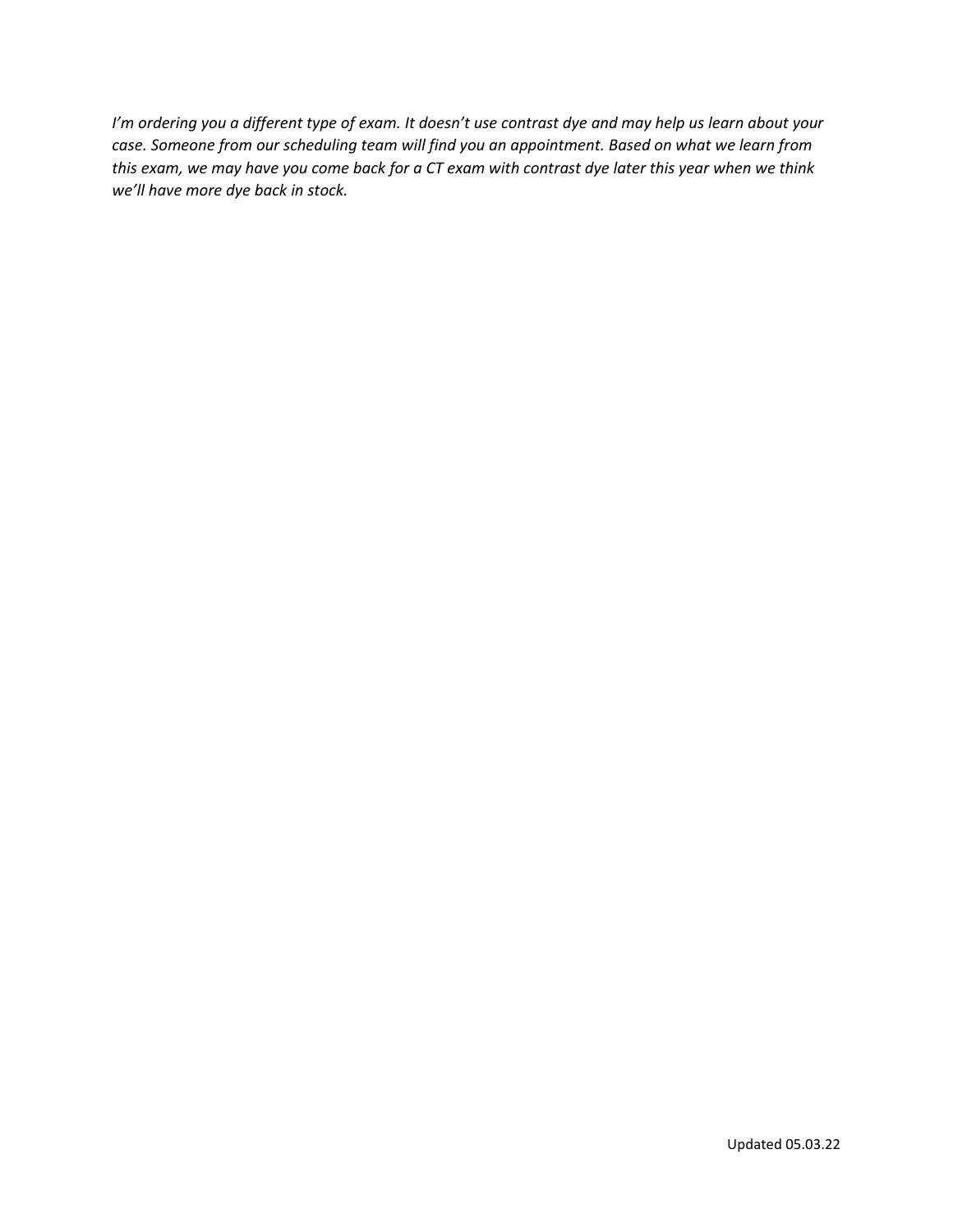*I'm ordering you a different type of exam. It doesn't use contrast dye and may help us learn about your case. Someone from our scheduling team will find you an appointment. Based on what we learn from this exam, we may have you come back for a CT exam with contrast dye later this year when we think we'll have more dye back in stock.*

Updated 05.03.22